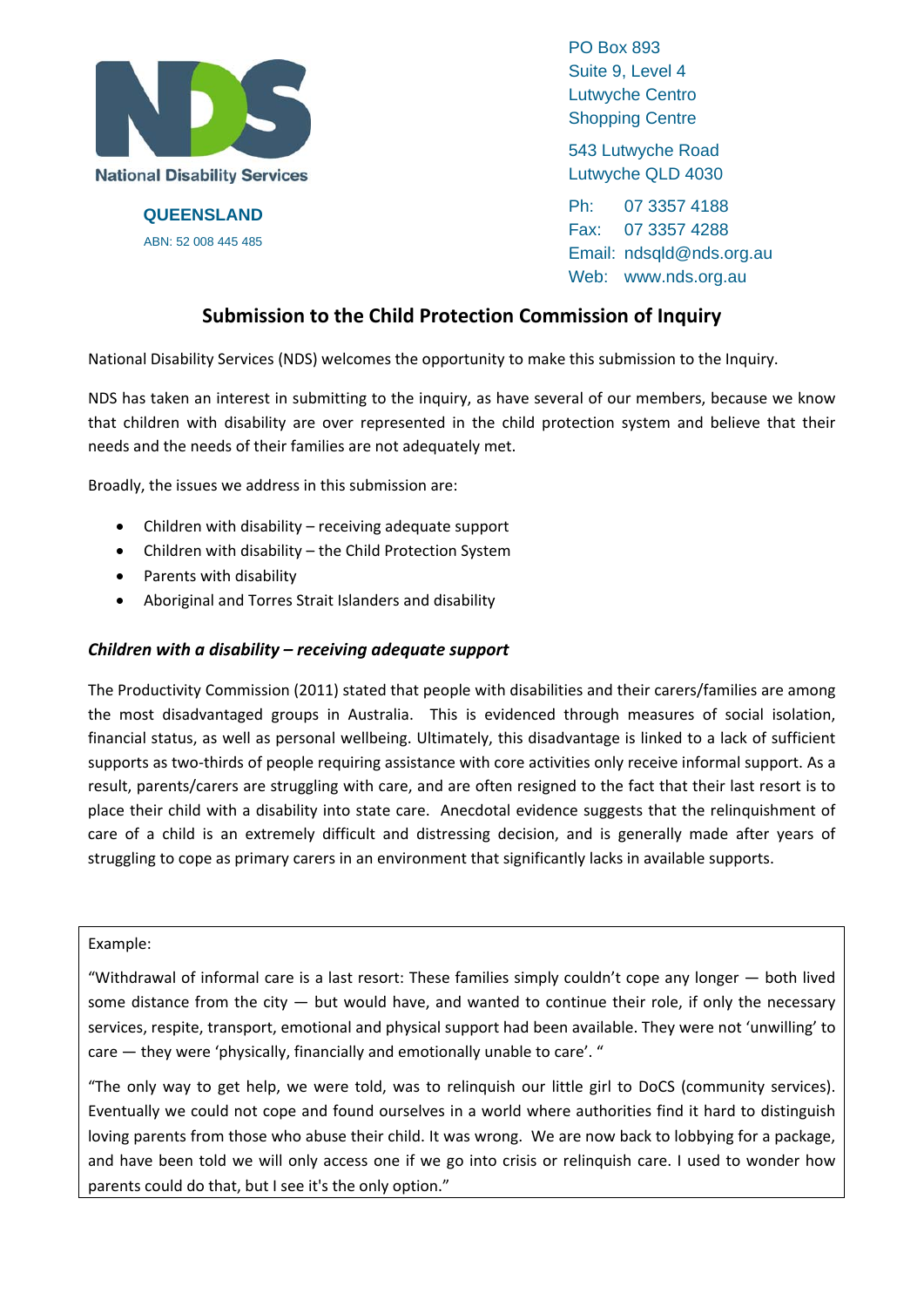National Disability Services

QUEENSLAND

ABN: 52 008 445 485

PO Box 893
Suite 9, Level 4
Lutwyche Centro
Shopping Centre

543 Lutwyche Road
Lutwyche QLD 4030

Ph: 07 3357 4188
Fax: 07 3357 4288
Email: ndsqld@nds.org.au
Web: www.nds.org.au

## Submission to the Child Protection Commission of Inquiry

National Disability Services (NDS) welcomes the opportunity to make this submission to the Inquiry.

NDS has taken an interest in submitting to the inquiry, as have several of our members, because we know that children with disability are over represented in the child protection system and believe that their needs and the needs of their families are not adequately met.

Broadly, the issues we address in this submission are:

- Children with disability – receiving adequate support
- Children with disability – the Child Protection System
- Parents with disability
- Aboriginal and Torres Strait Islanders and disability

### *Children with a disability – receiving adequate support*

The Productivity Commission (2011) stated that people with disabilities and their carers/families are among the most disadvantaged groups in Australia. This is evidenced through measures of social isolation, financial status, as well as personal wellbeing. Ultimately, this disadvantage is linked to a lack of sufficient supports as two-thirds of people requiring assistance with core activities only receive informal support. As a result, parents/carers are struggling with care, and are often resigned to the fact that their last resort is to place their child with a disability into state care. Anecdotal evidence suggests that the relinquishment of care of a child is an extremely difficult and distressing decision, and is generally made after years of struggling to cope as primary carers in an environment that significantly lacks in available supports.

> Example:
>
> "Withdrawal of informal care is a last resort: These families simply couldn't cope any longer — both lived some distance from the city — but would have, and wanted to continue their role, if only the necessary services, respite, transport, emotional and physical support had been available. They were not 'unwilling' to care — they were 'physically, financially and emotionally unable to care'. "
>
> "The only way to get help, we were told, was to relinquish our little girl to DoCS (community services). Eventually we could not cope and found ourselves in a world where authorities find it hard to distinguish loving parents from those who abuse their child. It was wrong. We are now back to lobbying for a package, and have been told we will only access one if we go into crisis or relinquish care. I used to wonder how parents could do that, but I see it's the only option."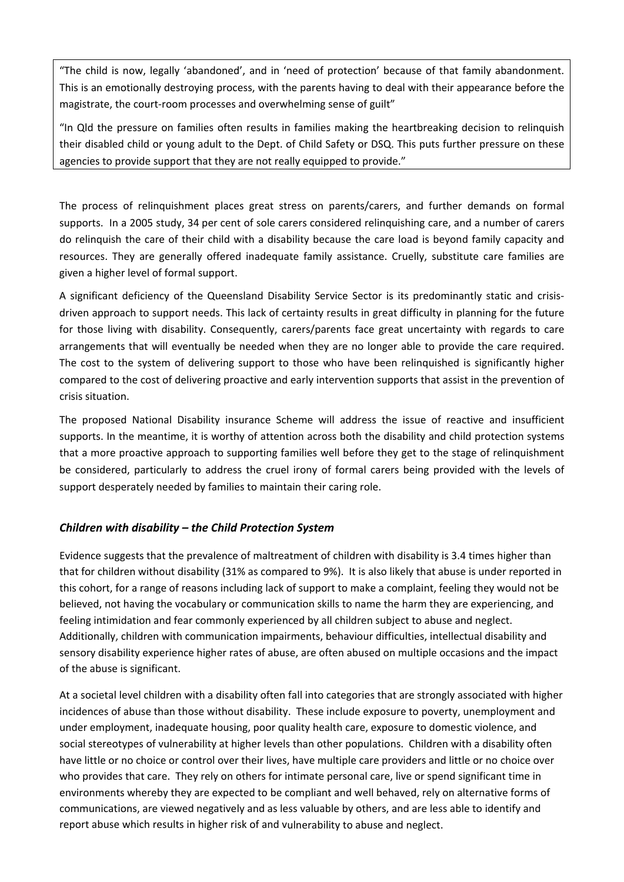> "The child is now, legally 'abandoned', and in 'need of protection' because of that family abandonment. This is an emotionally destroying process, with the parents having to deal with their appearance before the magistrate, the court-room processes and overwhelming sense of guilt"
>
> "In Qld the pressure on families often results in families making the heartbreaking decision to relinquish their disabled child or young adult to the Dept. of Child Safety or DSQ. This puts further pressure on these agencies to provide support that they are not really equipped to provide."

The process of relinquishment places great stress on parents/carers, and further demands on formal supports. In a 2005 study, 34 per cent of sole carers considered relinquishing care, and a number of carers do relinquish the care of their child with a disability because the care load is beyond family capacity and resources. They are generally offered inadequate family assistance. Cruelly, substitute care families are given a higher level of formal support.

A significant deficiency of the Queensland Disability Service Sector is its predominantly static and crisis-driven approach to support needs. This lack of certainty results in great difficulty in planning for the future for those living with disability. Consequently, carers/parents face great uncertainty with regards to care arrangements that will eventually be needed when they are no longer able to provide the care required. The cost to the system of delivering support to those who have been relinquished is significantly higher compared to the cost of delivering proactive and early intervention supports that assist in the prevention of crisis situation.

The proposed National Disability insurance Scheme will address the issue of reactive and insufficient supports. In the meantime, it is worthy of attention across both the disability and child protection systems that a more proactive approach to supporting families well before they get to the stage of relinquishment be considered, particularly to address the cruel irony of formal carers being provided with the levels of support desperately needed by families to maintain their caring role.

### *Children with disability – the Child Protection System*

Evidence suggests that the prevalence of maltreatment of children with disability is 3.4 times higher than that for children without disability (31% as compared to 9%). It is also likely that abuse is under reported in this cohort, for a range of reasons including lack of support to make a complaint, feeling they would not be believed, not having the vocabulary or communication skills to name the harm they are experiencing, and feeling intimidation and fear commonly experienced by all children subject to abuse and neglect. Additionally, children with communication impairments, behaviour difficulties, intellectual disability and sensory disability experience higher rates of abuse, are often abused on multiple occasions and the impact of the abuse is significant.

At a societal level children with a disability often fall into categories that are strongly associated with higher incidences of abuse than those without disability. These include exposure to poverty, unemployment and under employment, inadequate housing, poor quality health care, exposure to domestic violence, and social stereotypes of vulnerability at higher levels than other populations. Children with a disability often have little or no choice or control over their lives, have multiple care providers and little or no choice over who provides that care. They rely on others for intimate personal care, live or spend significant time in environments whereby they are expected to be compliant and well behaved, rely on alternative forms of communications, are viewed negatively and as less valuable by others, and are less able to identify and report abuse which results in higher risk of and vulnerability to abuse and neglect.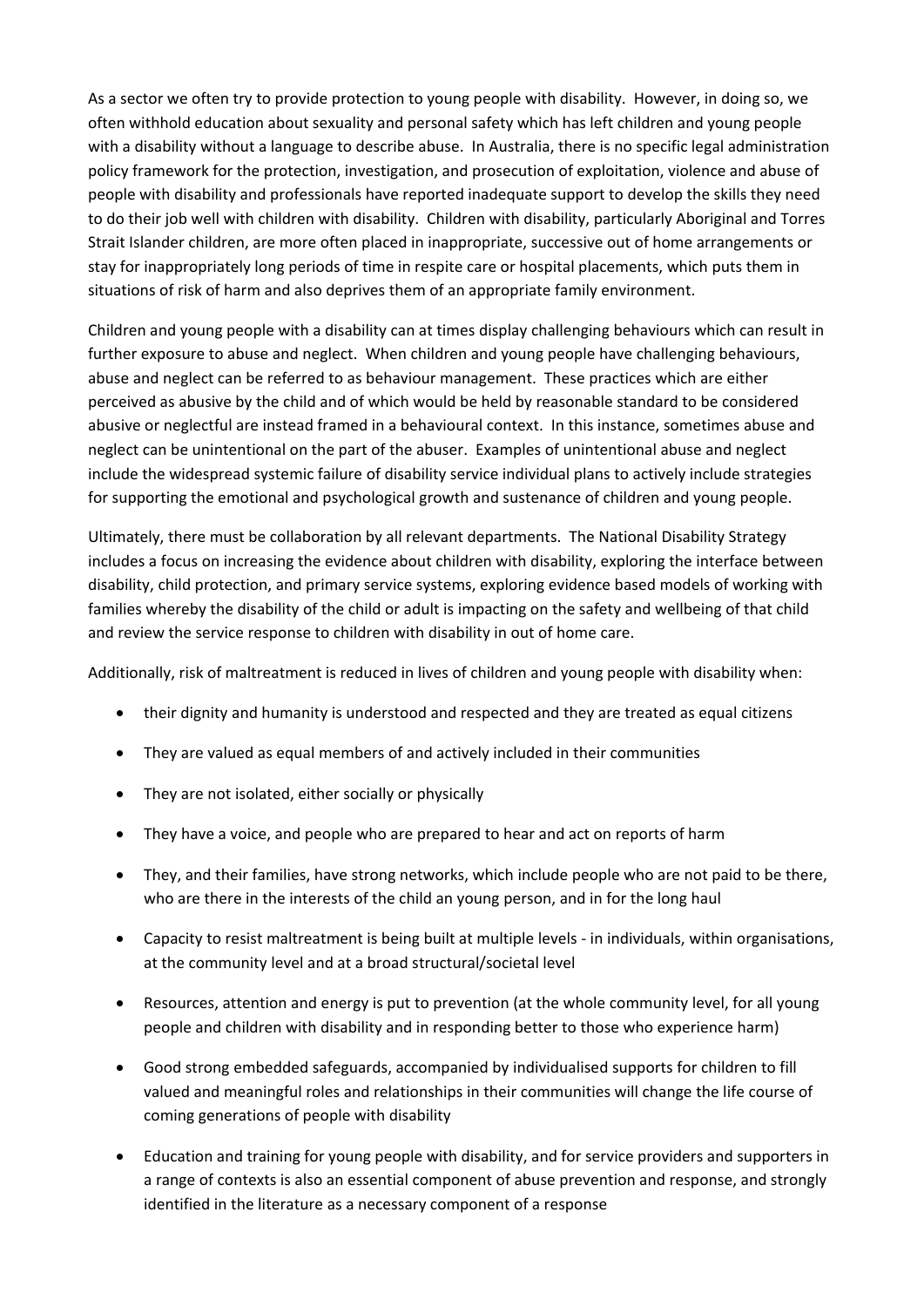As a sector we often try to provide protection to young people with disability. However, in doing so, we often withhold education about sexuality and personal safety which has left children and young people with a disability without a language to describe abuse. In Australia, there is no specific legal administration policy framework for the protection, investigation, and prosecution of exploitation, violence and abuse of people with disability and professionals have reported inadequate support to develop the skills they need to do their job well with children with disability. Children with disability, particularly Aboriginal and Torres Strait Islander children, are more often placed in inappropriate, successive out of home arrangements or stay for inappropriately long periods of time in respite care or hospital placements, which puts them in situations of risk of harm and also deprives them of an appropriate family environment.

Children and young people with a disability can at times display challenging behaviours which can result in further exposure to abuse and neglect. When children and young people have challenging behaviours, abuse and neglect can be referred to as behaviour management. These practices which are either perceived as abusive by the child and of which would be held by reasonable standard to be considered abusive or neglectful are instead framed in a behavioural context. In this instance, sometimes abuse and neglect can be unintentional on the part of the abuser. Examples of unintentional abuse and neglect include the widespread systemic failure of disability service individual plans to actively include strategies for supporting the emotional and psychological growth and sustenance of children and young people.

Ultimately, there must be collaboration by all relevant departments. The National Disability Strategy includes a focus on increasing the evidence about children with disability, exploring the interface between disability, child protection, and primary service systems, exploring evidence based models of working with families whereby the disability of the child or adult is impacting on the safety and wellbeing of that child and review the service response to children with disability in out of home care.

Additionally, risk of maltreatment is reduced in lives of children and young people with disability when:

- their dignity and humanity is understood and respected and they are treated as equal citizens
- They are valued as equal members of and actively included in their communities
- They are not isolated, either socially or physically
- They have a voice, and people who are prepared to hear and act on reports of harm
- They, and their families, have strong networks, which include people who are not paid to be there, who are there in the interests of the child an young person, and in for the long haul
- Capacity to resist maltreatment is being built at multiple levels - in individuals, within organisations, at the community level and at a broad structural/societal level
- Resources, attention and energy is put to prevention (at the whole community level, for all young people and children with disability and in responding better to those who experience harm)
- Good strong embedded safeguards, accompanied by individualised supports for children to fill valued and meaningful roles and relationships in their communities will change the life course of coming generations of people with disability
- Education and training for young people with disability, and for service providers and supporters in a range of contexts is also an essential component of abuse prevention and response, and strongly identified in the literature as a necessary component of a response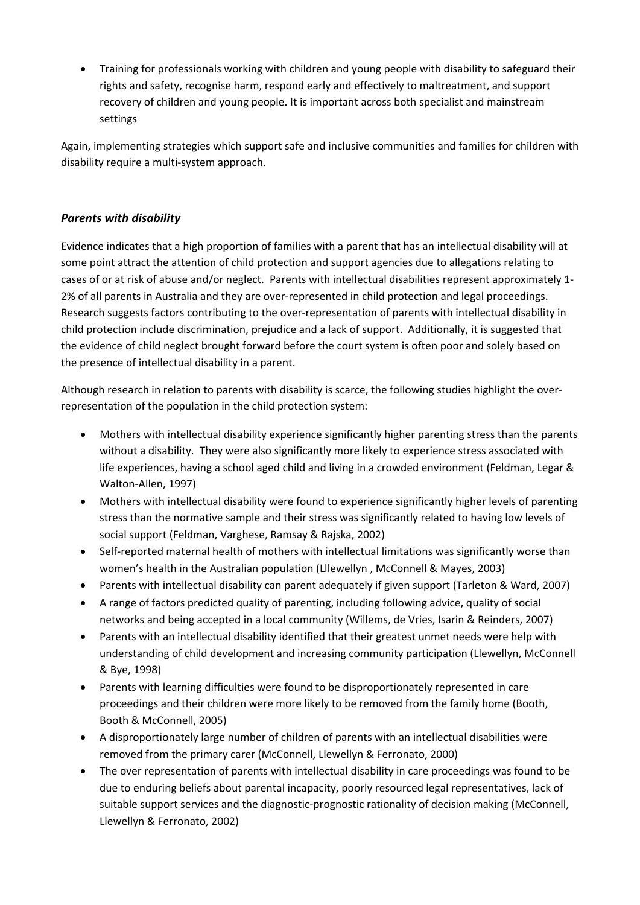- Training for professionals working with children and young people with disability to safeguard their rights and safety, recognise harm, respond early and effectively to maltreatment, and support recovery of children and young people. It is important across both specialist and mainstream settings

Again, implementing strategies which support safe and inclusive communities and families for children with disability require a multi-system approach.

### *Parents with disability*

Evidence indicates that a high proportion of families with a parent that has an intellectual disability will at some point attract the attention of child protection and support agencies due to allegations relating to cases of or at risk of abuse and/or neglect. Parents with intellectual disabilities represent approximately 1-2% of all parents in Australia and they are over-represented in child protection and legal proceedings. Research suggests factors contributing to the over-representation of parents with intellectual disability in child protection include discrimination, prejudice and a lack of support. Additionally, it is suggested that the evidence of child neglect brought forward before the court system is often poor and solely based on the presence of intellectual disability in a parent.

Although research in relation to parents with disability is scarce, the following studies highlight the over-representation of the population in the child protection system:

- Mothers with intellectual disability experience significantly higher parenting stress than the parents without a disability. They were also significantly more likely to experience stress associated with life experiences, having a school aged child and living in a crowded environment (Feldman, Legar & Walton-Allen, 1997)
- Mothers with intellectual disability were found to experience significantly higher levels of parenting stress than the normative sample and their stress was significantly related to having low levels of social support (Feldman, Varghese, Ramsay & Rajska, 2002)
- Self-reported maternal health of mothers with intellectual limitations was significantly worse than women's health in the Australian population (Lllewellyn , McConnell & Mayes, 2003)
- Parents with intellectual disability can parent adequately if given support (Tarleton & Ward, 2007)
- A range of factors predicted quality of parenting, including following advice, quality of social networks and being accepted in a local community (Willems, de Vries, Isarin & Reinders, 2007)
- Parents with an intellectual disability identified that their greatest unmet needs were help with understanding of child development and increasing community participation (Llewellyn, McConnell & Bye, 1998)
- Parents with learning difficulties were found to be disproportionately represented in care proceedings and their children were more likely to be removed from the family home (Booth, Booth & McConnell, 2005)
- A disproportionately large number of children of parents with an intellectual disabilities were removed from the primary carer (McConnell, Llewellyn & Ferronato, 2000)
- The over representation of parents with intellectual disability in care proceedings was found to be due to enduring beliefs about parental incapacity, poorly resourced legal representatives, lack of suitable support services and the diagnostic-prognostic rationality of decision making (McConnell, Llewellyn & Ferronato, 2002)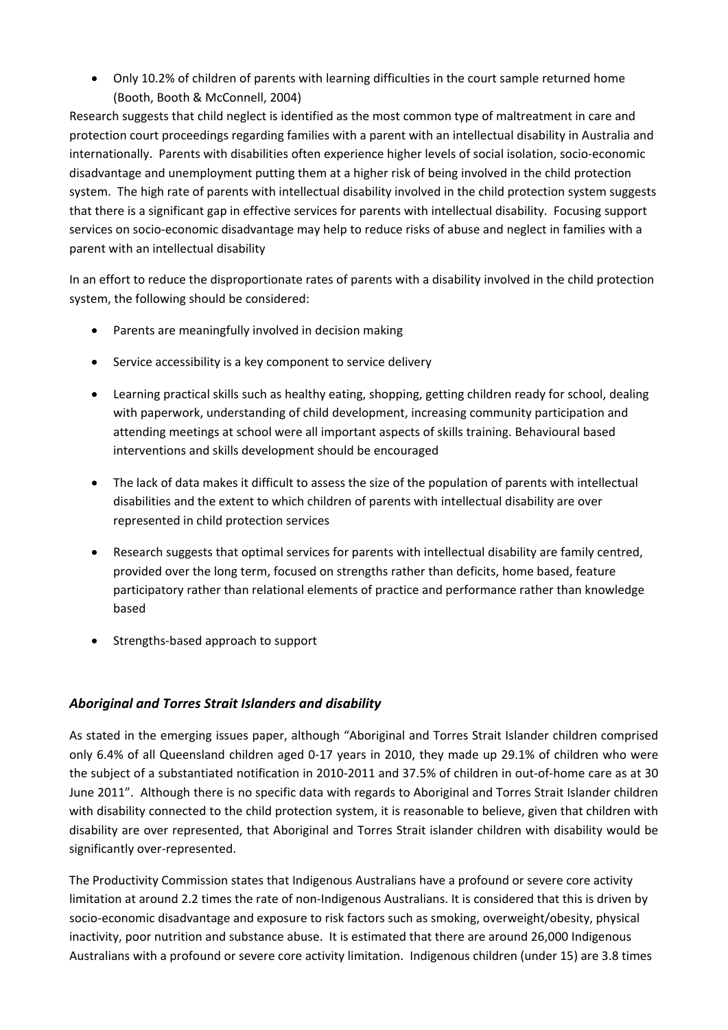- Only 10.2% of children of parents with learning difficulties in the court sample returned home (Booth, Booth & McConnell, 2004)

Research suggests that child neglect is identified as the most common type of maltreatment in care and protection court proceedings regarding families with a parent with an intellectual disability in Australia and internationally. Parents with disabilities often experience higher levels of social isolation, socio-economic disadvantage and unemployment putting them at a higher risk of being involved in the child protection system. The high rate of parents with intellectual disability involved in the child protection system suggests that there is a significant gap in effective services for parents with intellectual disability. Focusing support services on socio-economic disadvantage may help to reduce risks of abuse and neglect in families with a parent with an intellectual disability

In an effort to reduce the disproportionate rates of parents with a disability involved in the child protection system, the following should be considered:

- Parents are meaningfully involved in decision making
- Service accessibility is a key component to service delivery
- Learning practical skills such as healthy eating, shopping, getting children ready for school, dealing with paperwork, understanding of child development, increasing community participation and attending meetings at school were all important aspects of skills training. Behavioural based interventions and skills development should be encouraged
- The lack of data makes it difficult to assess the size of the population of parents with intellectual disabilities and the extent to which children of parents with intellectual disability are over represented in child protection services
- Research suggests that optimal services for parents with intellectual disability are family centred, provided over the long term, focused on strengths rather than deficits, home based, feature participatory rather than relational elements of practice and performance rather than knowledge based
- Strengths-based approach to support

### *Aboriginal and Torres Strait Islanders and disability*

As stated in the emerging issues paper, although "Aboriginal and Torres Strait Islander children comprised only 6.4% of all Queensland children aged 0-17 years in 2010, they made up 29.1% of children who were the subject of a substantiated notification in 2010-2011 and 37.5% of children in out-of-home care as at 30 June 2011". Although there is no specific data with regards to Aboriginal and Torres Strait Islander children with disability connected to the child protection system, it is reasonable to believe, given that children with disability are over represented, that Aboriginal and Torres Strait islander children with disability would be significantly over-represented.

The Productivity Commission states that Indigenous Australians have a profound or severe core activity limitation at around 2.2 times the rate of non-Indigenous Australians. It is considered that this is driven by socio-economic disadvantage and exposure to risk factors such as smoking, overweight/obesity, physical inactivity, poor nutrition and substance abuse. It is estimated that there are around 26,000 Indigenous Australians with a profound or severe core activity limitation. Indigenous children (under 15) are 3.8 times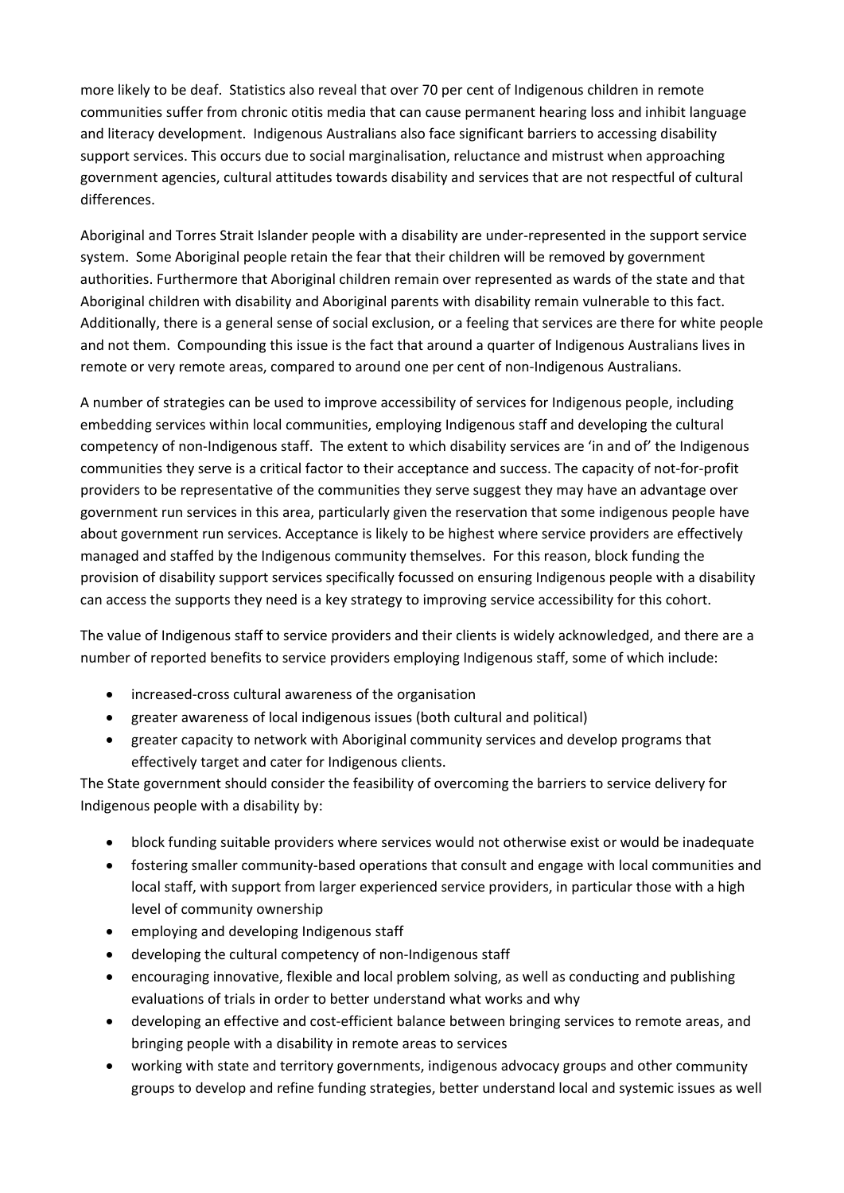more likely to be deaf. Statistics also reveal that over 70 per cent of Indigenous children in remote communities suffer from chronic otitis media that can cause permanent hearing loss and inhibit language and literacy development. Indigenous Australians also face significant barriers to accessing disability support services. This occurs due to social marginalisation, reluctance and mistrust when approaching government agencies, cultural attitudes towards disability and services that are not respectful of cultural differences.

Aboriginal and Torres Strait Islander people with a disability are under-represented in the support service system. Some Aboriginal people retain the fear that their children will be removed by government authorities. Furthermore that Aboriginal children remain over represented as wards of the state and that Aboriginal children with disability and Aboriginal parents with disability remain vulnerable to this fact. Additionally, there is a general sense of social exclusion, or a feeling that services are there for white people and not them. Compounding this issue is the fact that around a quarter of Indigenous Australians lives in remote or very remote areas, compared to around one per cent of non-Indigenous Australians.

A number of strategies can be used to improve accessibility of services for Indigenous people, including embedding services within local communities, employing Indigenous staff and developing the cultural competency of non-Indigenous staff. The extent to which disability services are 'in and of' the Indigenous communities they serve is a critical factor to their acceptance and success. The capacity of not-for-profit providers to be representative of the communities they serve suggest they may have an advantage over government run services in this area, particularly given the reservation that some indigenous people have about government run services. Acceptance is likely to be highest where service providers are effectively managed and staffed by the Indigenous community themselves. For this reason, block funding the provision of disability support services specifically focussed on ensuring Indigenous people with a disability can access the supports they need is a key strategy to improving service accessibility for this cohort.

The value of Indigenous staff to service providers and their clients is widely acknowledged, and there are a number of reported benefits to service providers employing Indigenous staff, some of which include:

- increased-cross cultural awareness of the organisation
- greater awareness of local indigenous issues (both cultural and political)
- greater capacity to network with Aboriginal community services and develop programs that effectively target and cater for Indigenous clients.

The State government should consider the feasibility of overcoming the barriers to service delivery for Indigenous people with a disability by:

- block funding suitable providers where services would not otherwise exist or would be inadequate
- fostering smaller community-based operations that consult and engage with local communities and local staff, with support from larger experienced service providers, in particular those with a high level of community ownership
- employing and developing Indigenous staff
- developing the cultural competency of non-Indigenous staff
- encouraging innovative, flexible and local problem solving, as well as conducting and publishing evaluations of trials in order to better understand what works and why
- developing an effective and cost-efficient balance between bringing services to remote areas, and bringing people with a disability in remote areas to services
- working with state and territory governments, indigenous advocacy groups and other community groups to develop and refine funding strategies, better understand local and systemic issues as well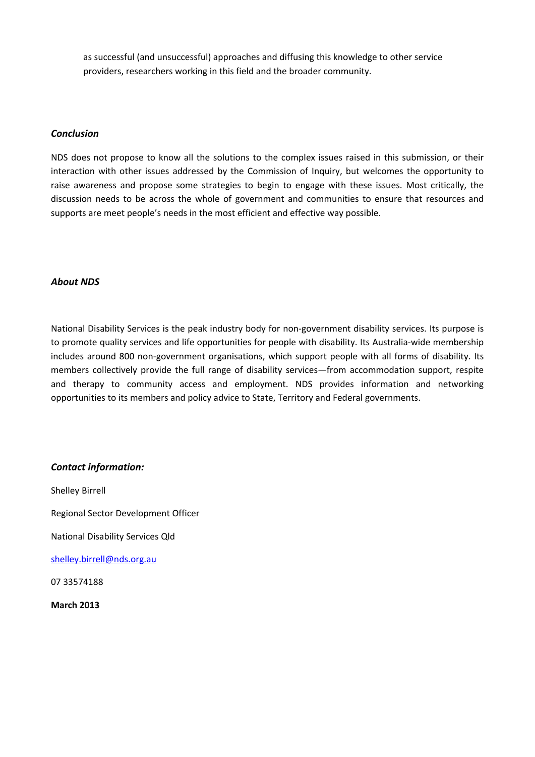as successful (and unsuccessful) approaches and diffusing this knowledge to other service providers, researchers working in this field and the broader community.

### *Conclusion*

NDS does not propose to know all the solutions to the complex issues raised in this submission, or their interaction with other issues addressed by the Commission of Inquiry, but welcomes the opportunity to raise awareness and propose some strategies to begin to engage with these issues. Most critically, the discussion needs to be across the whole of government and communities to ensure that resources and supports are meet people's needs in the most efficient and effective way possible.

### *About NDS*

National Disability Services is the peak industry body for non-government disability services. Its purpose is to promote quality services and life opportunities for people with disability. Its Australia-wide membership includes around 800 non-government organisations, which support people with all forms of disability. Its members collectively provide the full range of disability services—from accommodation support, respite and therapy to community access and employment. NDS provides information and networking opportunities to its members and policy advice to State, Territory and Federal governments.

### *Contact information:*

Shelley Birrell

Regional Sector Development Officer

National Disability Services Qld

shelley.birrell@nds.org.au

07 33574188

**March 2013**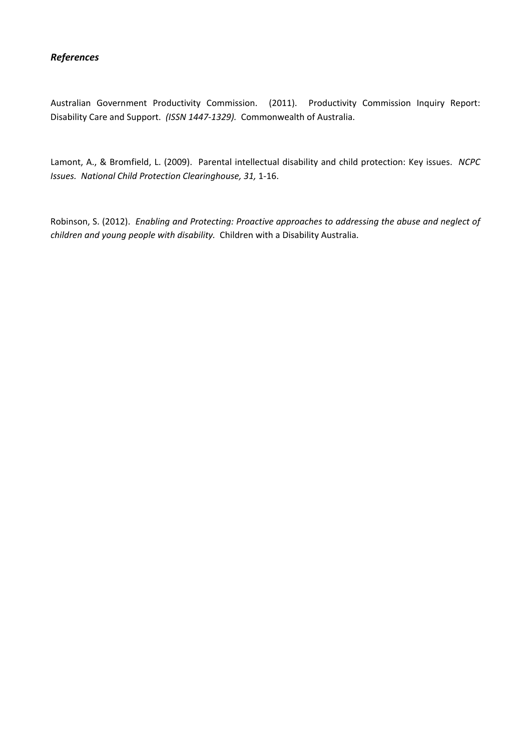### *References*

Australian Government Productivity Commission. (2011). Productivity Commission Inquiry Report: Disability Care and Support. *(ISSN 1447-1329).* Commonwealth of Australia.

Lamont, A., & Bromfield, L. (2009). Parental intellectual disability and child protection: Key issues. *NCPC Issues. National Child Protection Clearinghouse, 31,* 1-16.

Robinson, S. (2012). *Enabling and Protecting: Proactive approaches to addressing the abuse and neglect of children and young people with disability.* Children with a Disability Australia.